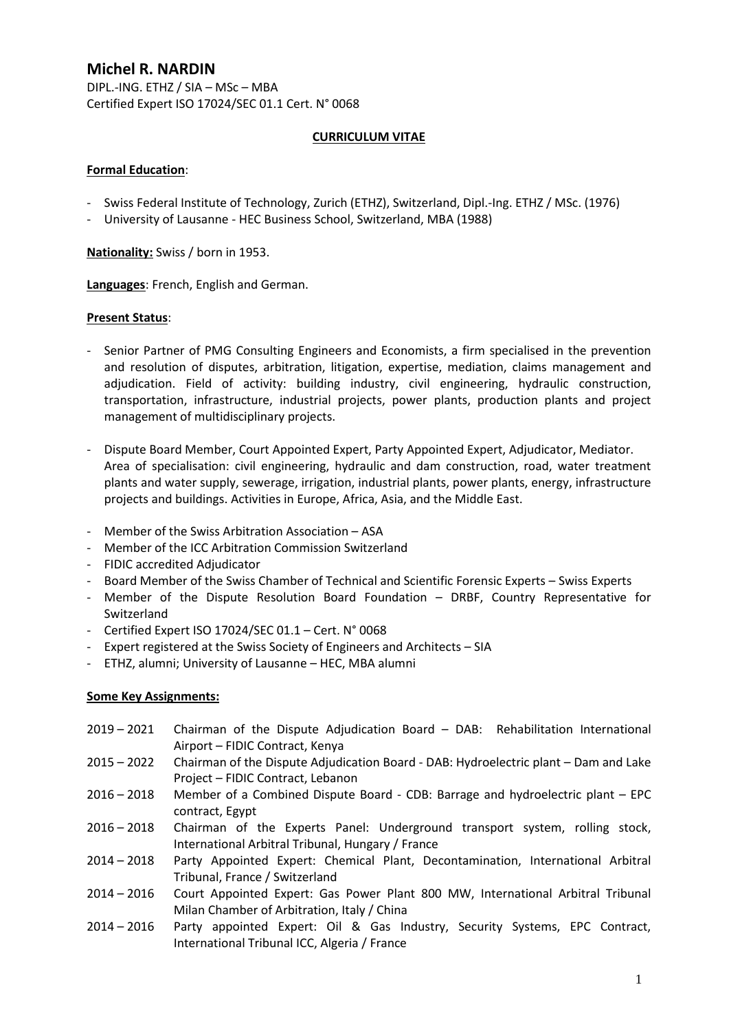# Michel R. NARDIN

DIPL.-ING. ETHZ / SIA – MSc – MBA
Certified Expert ISO 17024/SEC 01.1 Cert. N° 0068

**CURRICULUM VITAE**

**Formal Education**:

- Swiss Federal Institute of Technology, Zurich (ETHZ), Switzerland, Dipl.-Ing. ETHZ / MSc. (1976)
- University of Lausanne - HEC Business School, Switzerland, MBA (1988)

**Nationality:** Swiss / born in 1953.

**Languages**: French, English and German.

**Present Status**:

- Senior Partner of PMG Consulting Engineers and Economists, a firm specialised in the prevention and resolution of disputes, arbitration, litigation, expertise, mediation, claims management and adjudication. Field of activity: building industry, civil engineering, hydraulic construction, transportation, infrastructure, industrial projects, power plants, production plants and project management of multidisciplinary projects.

- Dispute Board Member, Court Appointed Expert, Party Appointed Expert, Adjudicator, Mediator. Area of specialisation: civil engineering, hydraulic and dam construction, road, water treatment plants and water supply, sewerage, irrigation, industrial plants, power plants, energy, infrastructure projects and buildings. Activities in Europe, Africa, Asia, and the Middle East.

- Member of the Swiss Arbitration Association – ASA
- Member of the ICC Arbitration Commission Switzerland
- FIDIC accredited Adjudicator
- Board Member of the Swiss Chamber of Technical and Scientific Forensic Experts – Swiss Experts
- Member of the Dispute Resolution Board Foundation – DRBF, Country Representative for Switzerland
- Certified Expert ISO 17024/SEC 01.1 – Cert. N° 0068
- Expert registered at the Swiss Society of Engineers and Architects – SIA
- ETHZ, alumni; University of Lausanne – HEC, MBA alumni

**Some Key Assignments:**

| | |
|---|---|
| 2019 – 2021 | Chairman of the Dispute Adjudication Board – DAB: Rehabilitation International Airport – FIDIC Contract, Kenya |
| 2015 – 2022 | Chairman of the Dispute Adjudication Board - DAB: Hydroelectric plant – Dam and Lake Project – FIDIC Contract, Lebanon |
| 2016 – 2018 | Member of a Combined Dispute Board - CDB: Barrage and hydroelectric plant – EPC contract, Egypt |
| 2016 – 2018 | Chairman of the Experts Panel: Underground transport system, rolling stock, International Arbitral Tribunal, Hungary / France |
| 2014 – 2018 | Party Appointed Expert: Chemical Plant, Decontamination, International Arbitral Tribunal, France / Switzerland |
| 2014 – 2016 | Court Appointed Expert: Gas Power Plant 800 MW, International Arbitral Tribunal Milan Chamber of Arbitration, Italy / China |
| 2014 – 2016 | Party appointed Expert: Oil & Gas Industry, Security Systems, EPC Contract, International Tribunal ICC, Algeria / France |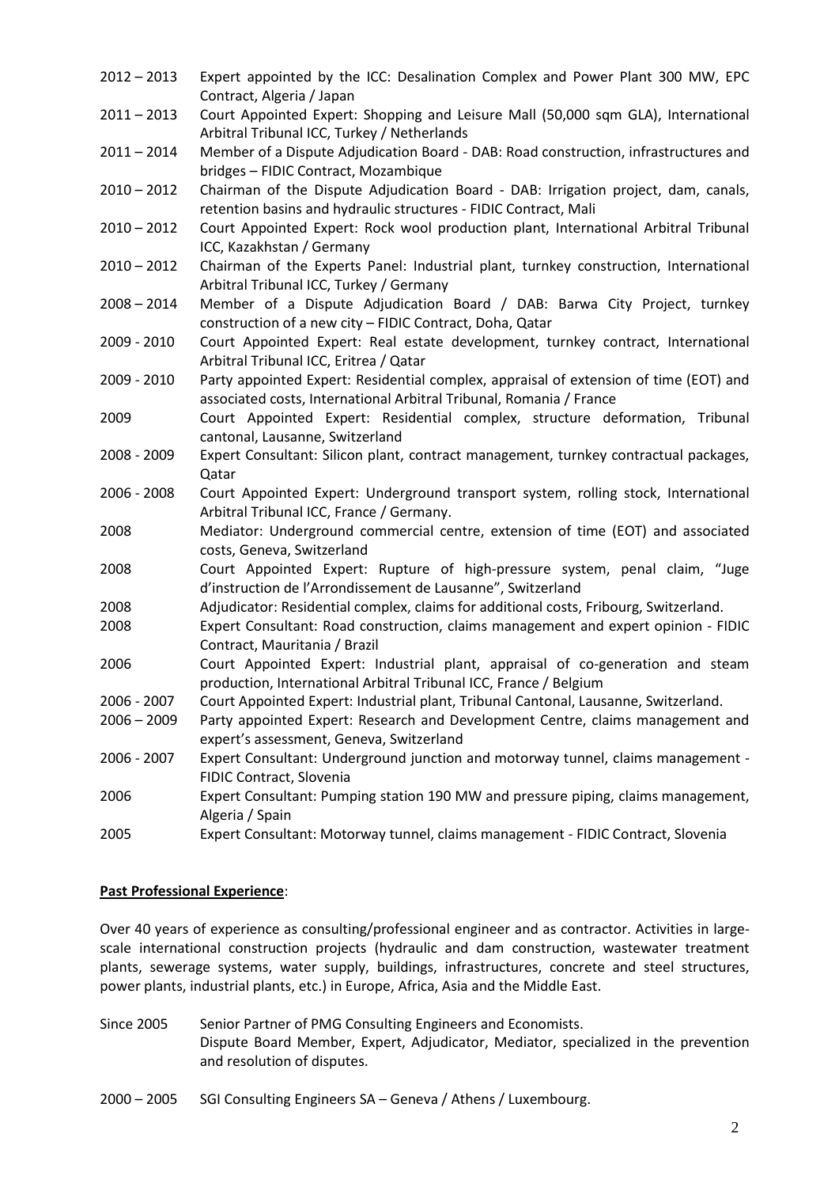| | |
|---|---|
| 2012 – 2013 | Expert appointed by the ICC: Desalination Complex and Power Plant 300 MW, EPC Contract, Algeria / Japan |
| 2011 – 2013 | Court Appointed Expert: Shopping and Leisure Mall (50,000 sqm GLA), International Arbitral Tribunal ICC, Turkey / Netherlands |
| 2011 – 2014 | Member of a Dispute Adjudication Board - DAB: Road construction, infrastructures and bridges – FIDIC Contract, Mozambique |
| 2010 – 2012 | Chairman of the Dispute Adjudication Board - DAB: Irrigation project, dam, canals, retention basins and hydraulic structures - FIDIC Contract, Mali |
| 2010 – 2012 | Court Appointed Expert: Rock wool production plant, International Arbitral Tribunal ICC, Kazakhstan / Germany |
| 2010 – 2012 | Chairman of the Experts Panel: Industrial plant, turnkey construction, International Arbitral Tribunal ICC, Turkey / Germany |
| 2008 – 2014 | Member of a Dispute Adjudication Board / DAB: Barwa City Project, turnkey construction of a new city – FIDIC Contract, Doha, Qatar |
| 2009 - 2010 | Court Appointed Expert: Real estate development, turnkey contract, International Arbitral Tribunal ICC, Eritrea / Qatar |
| 2009 - 2010 | Party appointed Expert: Residential complex, appraisal of extension of time (EOT) and associated costs, International Arbitral Tribunal, Romania / France |
| 2009 | Court Appointed Expert: Residential complex, structure deformation, Tribunal cantonal, Lausanne, Switzerland |
| 2008 - 2009 | Expert Consultant: Silicon plant, contract management, turnkey contractual packages, Qatar |
| 2006 - 2008 | Court Appointed Expert: Underground transport system, rolling stock, International Arbitral Tribunal ICC, France / Germany. |
| 2008 | Mediator: Underground commercial centre, extension of time (EOT) and associated costs, Geneva, Switzerland |
| 2008 | Court Appointed Expert: Rupture of high-pressure system, penal claim, "Juge d'instruction de l'Arrondissement de Lausanne", Switzerland |
| 2008 | Adjudicator: Residential complex, claims for additional costs, Fribourg, Switzerland. |
| 2008 | Expert Consultant: Road construction, claims management and expert opinion - FIDIC Contract, Mauritania / Brazil |
| 2006 | Court Appointed Expert: Industrial plant, appraisal of co-generation and steam production, International Arbitral Tribunal ICC, France / Belgium |
| 2006 - 2007 | Court Appointed Expert: Industrial plant, Tribunal Cantonal, Lausanne, Switzerland. |
| 2006 – 2009 | Party appointed Expert: Research and Development Centre, claims management and expert's assessment, Geneva, Switzerland |
| 2006 - 2007 | Expert Consultant: Underground junction and motorway tunnel, claims management - FIDIC Contract, Slovenia |
| 2006 | Expert Consultant: Pumping station 190 MW and pressure piping, claims management, Algeria / Spain |
| 2005 | Expert Consultant: Motorway tunnel, claims management - FIDIC Contract, Slovenia |

**<u>Past Professional Experience</u>**:

Over 40 years of experience as consulting/professional engineer and as contractor. Activities in large-scale international construction projects (hydraulic and dam construction, wastewater treatment plants, sewerage systems, water supply, buildings, infrastructures, concrete and steel structures, power plants, industrial plants, etc.) in Europe, Africa, Asia and the Middle East.

| | |
|---|---|
| Since 2005 | Senior Partner of PMG Consulting Engineers and Economists. Dispute Board Member, Expert, Adjudicator, Mediator, specialized in the prevention and resolution of disputes. |
| 2000 – 2005 | SGI Consulting Engineers SA – Geneva / Athens / Luxembourg. |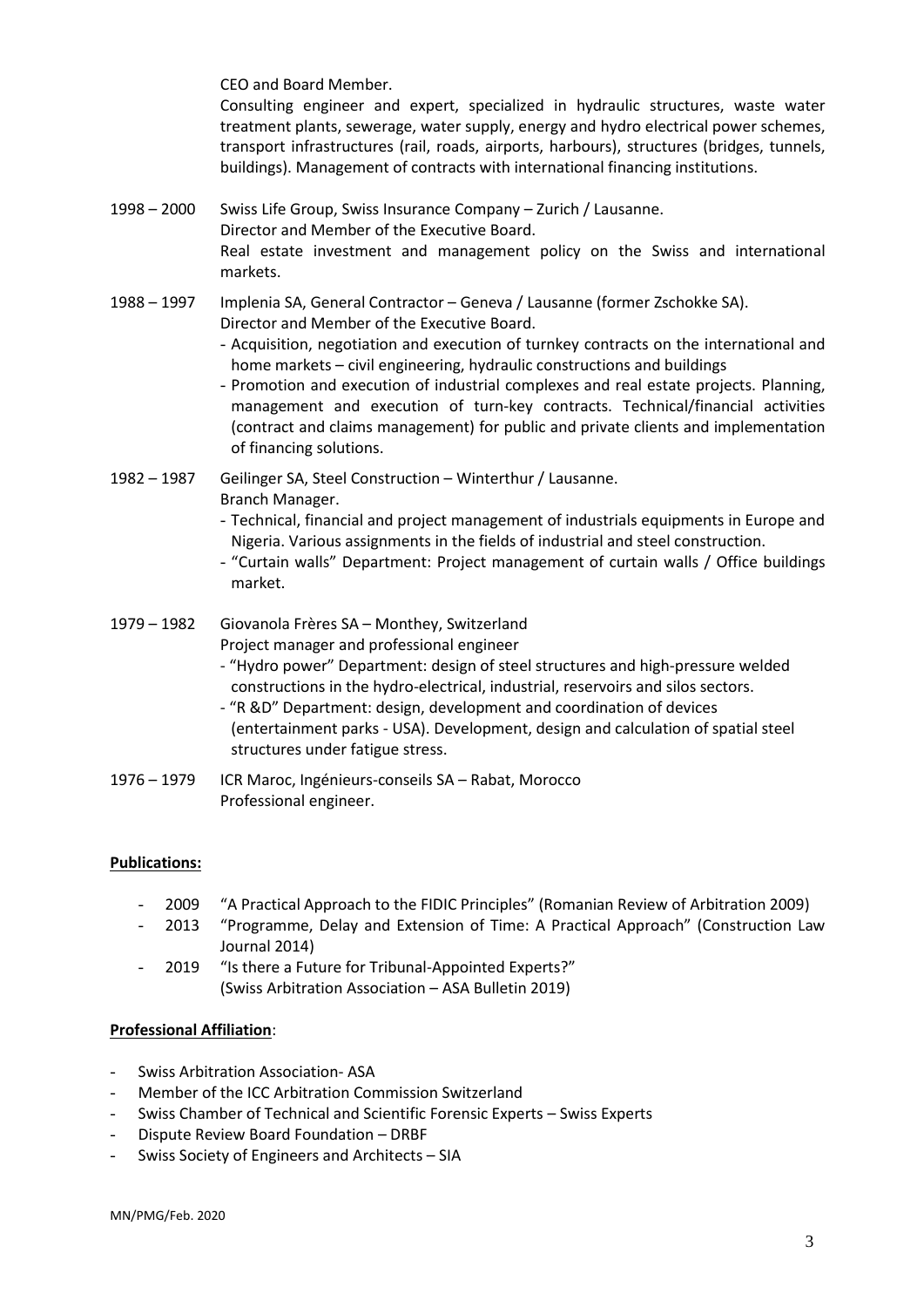CEO and Board Member.

Consulting engineer and expert, specialized in hydraulic structures, waste water treatment plants, sewerage, water supply, energy and hydro electrical power schemes, transport infrastructures (rail, roads, airports, harbours), structures (bridges, tunnels, buildings). Management of contracts with international financing institutions.

1998 – 2000 Swiss Life Group, Swiss Insurance Company – Zurich / Lausanne.
Director and Member of the Executive Board.
Real estate investment and management policy on the Swiss and international markets.

1988 – 1997 Implenia SA, General Contractor – Geneva / Lausanne (former Zschokke SA).
Director and Member of the Executive Board.
- Acquisition, negotiation and execution of turnkey contracts on the international and home markets – civil engineering, hydraulic constructions and buildings
- Promotion and execution of industrial complexes and real estate projects. Planning, management and execution of turn-key contracts. Technical/financial activities (contract and claims management) for public and private clients and implementation of financing solutions.

1982 – 1987 Geilinger SA, Steel Construction – Winterthur / Lausanne.
Branch Manager.
- Technical, financial and project management of industrials equipments in Europe and Nigeria. Various assignments in the fields of industrial and steel construction.
- "Curtain walls" Department: Project management of curtain walls / Office buildings market.

1979 – 1982 Giovanola Frères SA – Monthey, Switzerland
Project manager and professional engineer
- "Hydro power" Department: design of steel structures and high-pressure welded constructions in the hydro-electrical, industrial, reservoirs and silos sectors.
- "R &D" Department: design, development and coordination of devices (entertainment parks - USA). Development, design and calculation of spatial steel structures under fatigue stress.

1976 – 1979 ICR Maroc, Ingénieurs-conseils SA – Rabat, Morocco
Professional engineer.

**Publications:**

- 2009 "A Practical Approach to the FIDIC Principles" (Romanian Review of Arbitration 2009)
- 2013 "Programme, Delay and Extension of Time: A Practical Approach" (Construction Law Journal 2014)
- 2019 "Is there a Future for Tribunal-Appointed Experts?" (Swiss Arbitration Association – ASA Bulletin 2019)

**Professional Affiliation**:

- Swiss Arbitration Association- ASA
- Member of the ICC Arbitration Commission Switzerland
- Swiss Chamber of Technical and Scientific Forensic Experts – Swiss Experts
- Dispute Review Board Foundation – DRBF
- Swiss Society of Engineers and Architects – SIA

MN/PMG/Feb. 2020